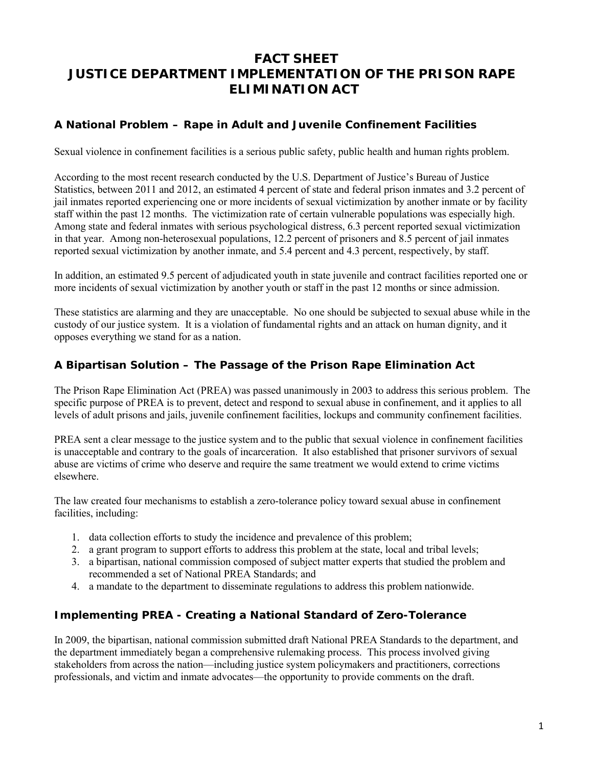# FACT SHEET
# JUSTICE DEPARTMENT IMPLEMENTATION OF THE PRISON RAPE ELIMINATION ACT

## A National Problem – Rape in Adult and Juvenile Confinement Facilities

Sexual violence in confinement facilities is a serious public safety, public health and human rights problem.

According to the most recent research conducted by the U.S. Department of Justice's Bureau of Justice Statistics, between 2011 and 2012, an estimated 4 percent of state and federal prison inmates and 3.2 percent of jail inmates reported experiencing one or more incidents of sexual victimization by another inmate or by facility staff within the past 12 months. The victimization rate of certain vulnerable populations was especially high. Among state and federal inmates with serious psychological distress, 6.3 percent reported sexual victimization in that year. Among non-heterosexual populations, 12.2 percent of prisoners and 8.5 percent of jail inmates reported sexual victimization by another inmate, and 5.4 percent and 4.3 percent, respectively, by staff.

In addition, an estimated 9.5 percent of adjudicated youth in state juvenile and contract facilities reported one or more incidents of sexual victimization by another youth or staff in the past 12 months or since admission.

These statistics are alarming and they are unacceptable. No one should be subjected to sexual abuse while in the custody of our justice system. It is a violation of fundamental rights and an attack on human dignity, and it opposes everything we stand for as a nation.

## A Bipartisan Solution – The Passage of the Prison Rape Elimination Act

The Prison Rape Elimination Act (PREA) was passed unanimously in 2003 to address this serious problem. The specific purpose of PREA is to prevent, detect and respond to sexual abuse in confinement, and it applies to all levels of adult prisons and jails, juvenile confinement facilities, lockups and community confinement facilities.

PREA sent a clear message to the justice system and to the public that sexual violence in confinement facilities is unacceptable and contrary to the goals of incarceration. It also established that prisoner survivors of sexual abuse are victims of crime who deserve and require the same treatment we would extend to crime victims elsewhere.

The law created four mechanisms to establish a zero-tolerance policy toward sexual abuse in confinement facilities, including:

1. data collection efforts to study the incidence and prevalence of this problem;
2. a grant program to support efforts to address this problem at the state, local and tribal levels;
3. a bipartisan, national commission composed of subject matter experts that studied the problem and recommended a set of National PREA Standards; and
4. a mandate to the department to disseminate regulations to address this problem nationwide.

## Implementing PREA - Creating a National Standard of Zero-Tolerance

In 2009, the bipartisan, national commission submitted draft National PREA Standards to the department, and the department immediately began a comprehensive rulemaking process. This process involved giving stakeholders from across the nation—including justice system policymakers and practitioners, corrections professionals, and victim and inmate advocates—the opportunity to provide comments on the draft.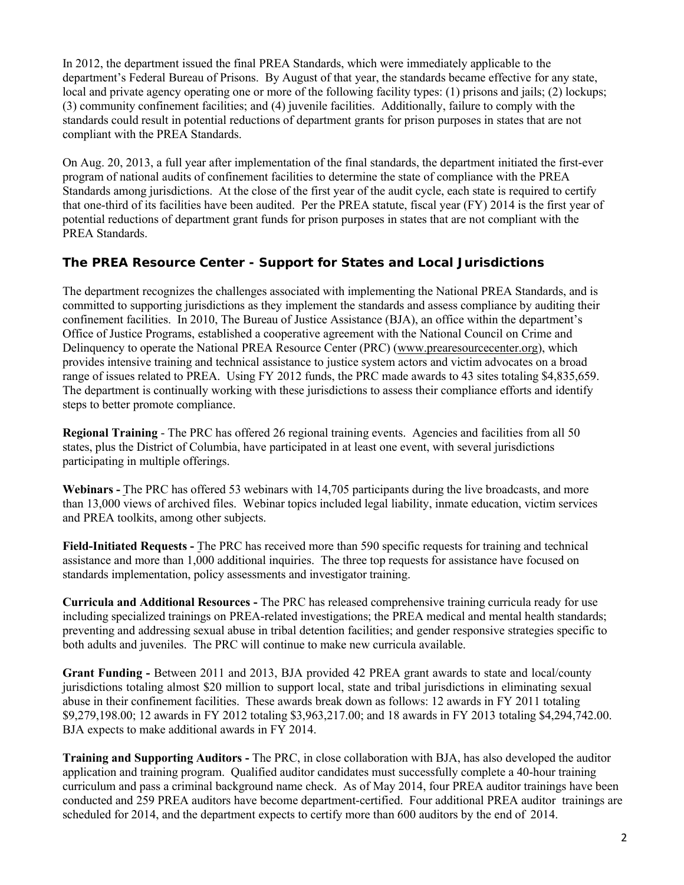In 2012, the department issued the final PREA Standards, which were immediately applicable to the department's Federal Bureau of Prisons. By August of that year, the standards became effective for any state, local and private agency operating one or more of the following facility types: (1) prisons and jails; (2) lockups; (3) community confinement facilities; and (4) juvenile facilities. Additionally, failure to comply with the standards could result in potential reductions of department grants for prison purposes in states that are not compliant with the PREA Standards.

On Aug. 20, 2013, a full year after implementation of the final standards, the department initiated the first-ever program of national audits of confinement facilities to determine the state of compliance with the PREA Standards among jurisdictions. At the close of the first year of the audit cycle, each state is required to certify that one-third of its facilities have been audited. Per the PREA statute, fiscal year (FY) 2014 is the first year of potential reductions of department grant funds for prison purposes in states that are not compliant with the PREA Standards.

## The PREA Resource Center - Support for States and Local Jurisdictions

The department recognizes the challenges associated with implementing the National PREA Standards, and is committed to supporting jurisdictions as they implement the standards and assess compliance by auditing their confinement facilities. In 2010, The Bureau of Justice Assistance (BJA), an office within the department's Office of Justice Programs, established a cooperative agreement with the National Council on Crime and Delinquency to operate the National PREA Resource Center (PRC) (www.prearesourcecenter.org), which provides intensive training and technical assistance to justice system actors and victim advocates on a broad range of issues related to PREA. Using FY 2012 funds, the PRC made awards to 43 sites totaling $4,835,659. The department is continually working with these jurisdictions to assess their compliance efforts and identify steps to better promote compliance.

**Regional Training** - The PRC has offered 26 regional training events. Agencies and facilities from all 50 states, plus the District of Columbia, have participated in at least one event, with several jurisdictions participating in multiple offerings.

**Webinars -** The PRC has offered 53 webinars with 14,705 participants during the live broadcasts, and more than 13,000 views of archived files. Webinar topics included legal liability, inmate education, victim services and PREA toolkits, among other subjects.

**Field-Initiated Requests -** The PRC has received more than 590 specific requests for training and technical assistance and more than 1,000 additional inquiries. The three top requests for assistance have focused on standards implementation, policy assessments and investigator training.

**Curricula and Additional Resources -** The PRC has released comprehensive training curricula ready for use including specialized trainings on PREA-related investigations; the PREA medical and mental health standards; preventing and addressing sexual abuse in tribal detention facilities; and gender responsive strategies specific to both adults and juveniles. The PRC will continue to make new curricula available.

**Grant Funding -** Between 2011 and 2013, BJA provided 42 PREA grant awards to state and local/county jurisdictions totaling almost $20 million to support local, state and tribal jurisdictions in eliminating sexual abuse in their confinement facilities. These awards break down as follows: 12 awards in FY 2011 totaling $9,279,198.00; 12 awards in FY 2012 totaling $3,963,217.00; and 18 awards in FY 2013 totaling $4,294,742.00. BJA expects to make additional awards in FY 2014.

**Training and Supporting Auditors -** The PRC, in close collaboration with BJA, has also developed the auditor application and training program. Qualified auditor candidates must successfully complete a 40-hour training curriculum and pass a criminal background name check. As of May 2014, four PREA auditor trainings have been conducted and 259 PREA auditors have become department-certified. Four additional PREA auditor trainings are scheduled for 2014, and the department expects to certify more than 600 auditors by the end of 2014.